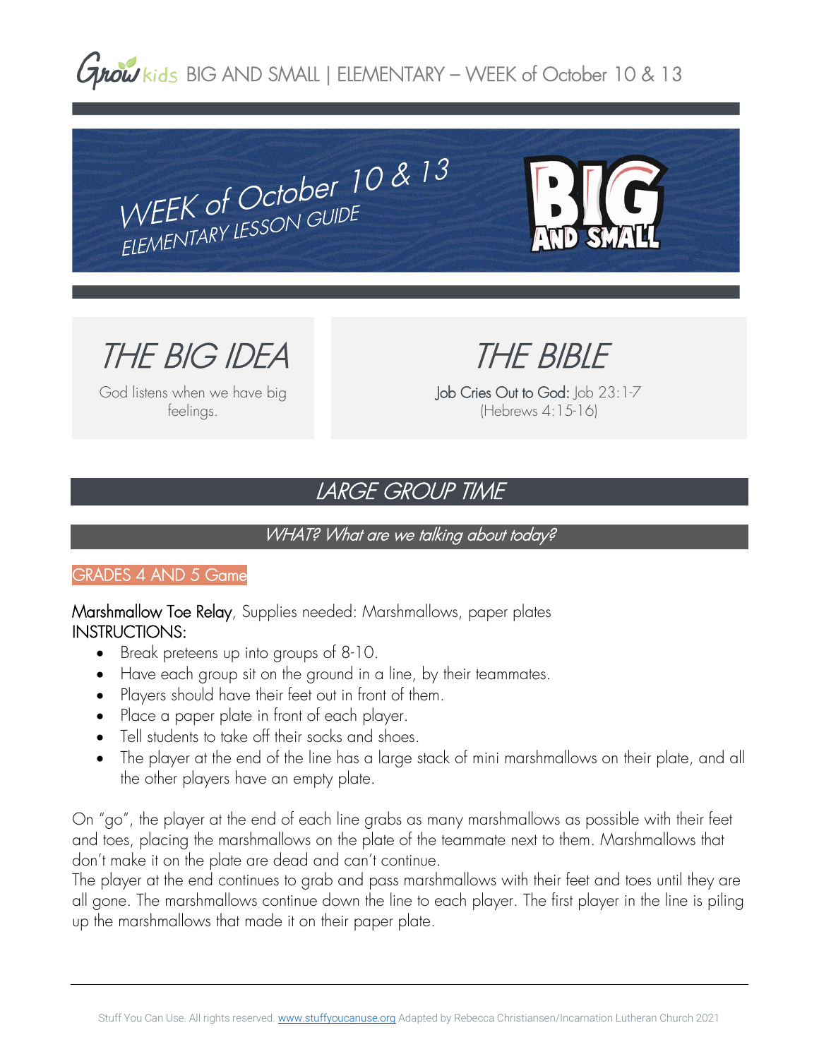Grow kids BIG AND SMALL | ELEMENTARY – WEEK of October 10 & 13

# WEEK of October 10 & 13
## ELEMENTARY LESSON GUIDE

BIG AND SMALL

## THE BIG IDEA

God listens when we have big feelings.

## THE BIBLE

Job Cries Out to God: Job 23:1-7
(Hebrews 4:15-16)

## LARGE GROUP TIME

### *WHAT? What are we talking about today?*

GRADES 4 AND 5 Game

Marshmallow Toe Relay, Supplies needed: Marshmallows, paper plates
INSTRUCTIONS:

- Break preteens up into groups of 8-10.
- Have each group sit on the ground in a line, by their teammates.
- Players should have their feet out in front of them.
- Place a paper plate in front of each player.
- Tell students to take off their socks and shoes.
- The player at the end of the line has a large stack of mini marshmallows on their plate, and all the other players have an empty plate.

On "go", the player at the end of each line grabs as many marshmallows as possible with their feet and toes, placing the marshmallows on the plate of the teammate next to them. Marshmallows that don't make it on the plate are dead and can't continue.
The player at the end continues to grab and pass marshmallows with their feet and toes until they are all gone. The marshmallows continue down the line to each player. The first player in the line is piling up the marshmallows that made it on their paper plate.

Stuff You Can Use. All rights reserved. www.stuffyoucanuse.org Adapted by Rebecca Christiansen/Incarnation Lutheran Church 2021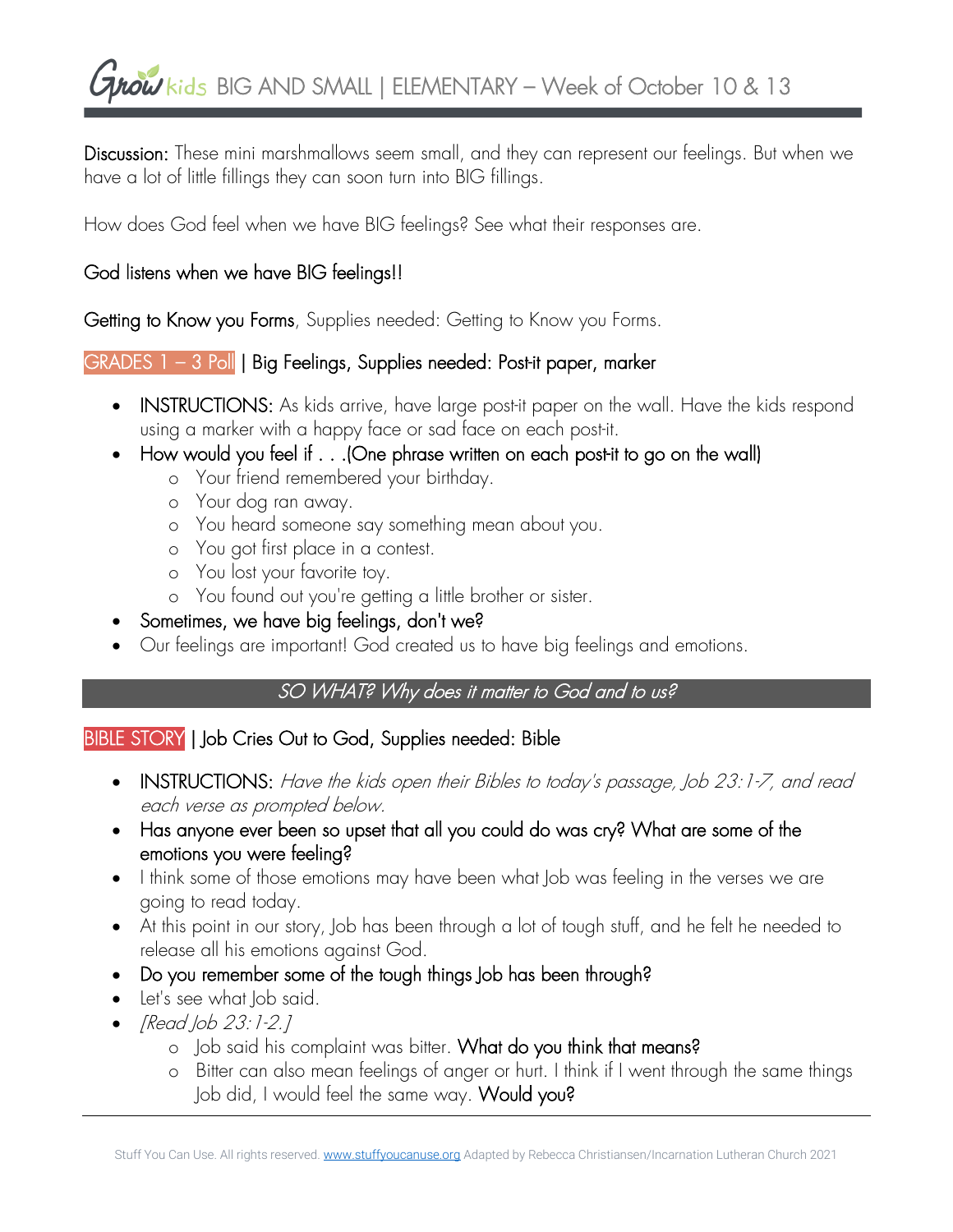Discussion: These mini marshmallows seem small, and they can represent our feelings. But when we have a lot of little fillings they can soon turn into BIG fillings.

How does God feel when we have BIG feelings? See what their responses are.

God listens when we have BIG feelings!!

Getting to Know you Forms, Supplies needed: Getting to Know you Forms.

GRADES 1 – 3 Poll | Big Feelings, Supplies needed: Post-it paper, marker

- INSTRUCTIONS: As kids arrive, have large post-it paper on the wall. Have the kids respond using a marker with a happy face or sad face on each post-it.
- How would you feel if . . .(One phrase written on each post-it to go on the wall)
  - Your friend remembered your birthday.
  - Your dog ran away.
  - You heard someone say something mean about you.
  - You got first place in a contest.
  - You lost your favorite toy.
  - You found out you're getting a little brother or sister.
- Sometimes, we have big feelings, don't we?
- Our feelings are important! God created us to have big feelings and emotions.

## *SO WHAT? Why does it matter to God and to us?*

BIBLE STORY | Job Cries Out to God, Supplies needed: Bible

- INSTRUCTIONS: *Have the kids open their Bibles to today's passage, Job 23:1-7, and read each verse as prompted below.*
- Has anyone ever been so upset that all you could do was cry? What are some of the emotions you were feeling?
- I think some of those emotions may have been what Job was feeling in the verses we are going to read today.
- At this point in our story, Job has been through a lot of tough stuff, and he felt he needed to release all his emotions against God.
- Do you remember some of the tough things Job has been through?
- Let's see what Job said.
- *[Read Job 23:1-2.]*
  - Job said his complaint was bitter. What do you think that means?
  - Bitter can also mean feelings of anger or hurt. I think if I went through the same things Job did, I would feel the same way. Would you?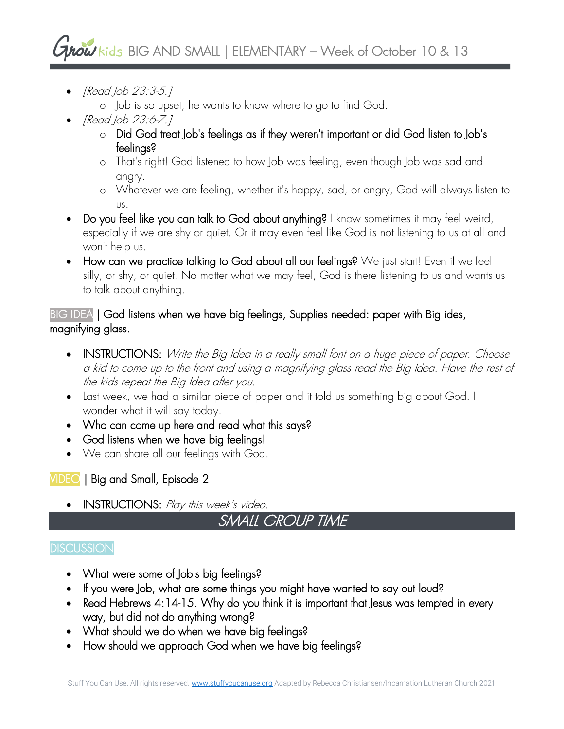- *[Read Job 23:3-5.]*
  - Job is so upset; he wants to know where to go to find God.
- *[Read Job 23:6-7.]*
  - Did God treat Job's feelings as if they weren't important or did God listen to Job's feelings?
  - That's right! God listened to how Job was feeling, even though Job was sad and angry.
  - Whatever we are feeling, whether it's happy, sad, or angry, God will always listen to us.
- Do you feel like you can talk to God about anything? I know sometimes it may feel weird, especially if we are shy or quiet. Or it may even feel like God is not listening to us at all and won't help us.
- How can we practice talking to God about all our feelings? We just start! Even if we feel silly, or shy, or quiet. No matter what we may feel, God is there listening to us and wants us to talk about anything.

BIG IDEA | God listens when we have big feelings, Supplies needed: paper with Big ides, magnifying glass.

- INSTRUCTIONS: *Write the Big Idea in a really small font on a huge piece of paper. Choose a kid to come up to the front and using a magnifying glass read the Big Idea. Have the rest of the kids repeat the Big Idea after you.*
- Last week, we had a similar piece of paper and it told us something big about God. I wonder what it will say today.
- Who can come up here and read what this says?
- God listens when we have big feelings!
- We can share all our feelings with God.

VIDEO | Big and Small, Episode 2

- INSTRUCTIONS: *Play this week's video.*

## *SMALL GROUP TIME*

DISCUSSION

- What were some of Job's big feelings?
- If you were Job, what are some things you might have wanted to say out loud?
- Read Hebrews 4:14-15. Why do you think it is important that Jesus was tempted in every way, but did not do anything wrong?
- What should we do when we have big feelings?
- How should we approach God when we have big feelings?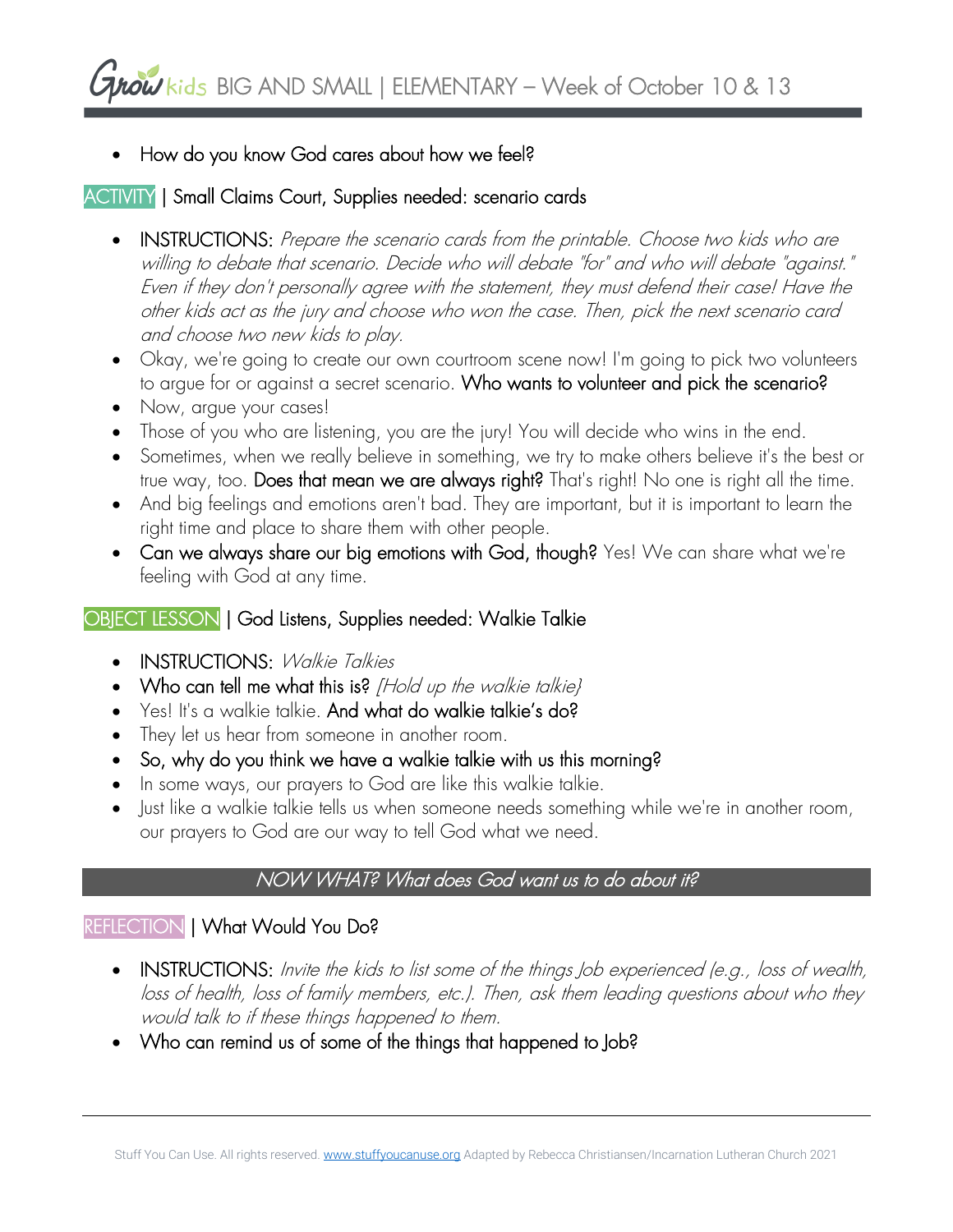- How do you know God cares about how we feel?

ACTIVITY | Small Claims Court, Supplies needed: scenario cards

- INSTRUCTIONS: *Prepare the scenario cards from the printable. Choose two kids who are willing to debate that scenario. Decide who will debate "for" and who will debate "against." Even if they don't personally agree with the statement, they must defend their case! Have the other kids act as the jury and choose who won the case. Then, pick the next scenario card and choose two new kids to play.*
- Okay, we're going to create our own courtroom scene now! I'm going to pick two volunteers to argue for or against a secret scenario. Who wants to volunteer and pick the scenario?
- Now, argue your cases!
- Those of you who are listening, you are the jury! You will decide who wins in the end.
- Sometimes, when we really believe in something, we try to make others believe it's the best or true way, too. Does that mean we are always right? That's right! No one is right all the time.
- And big feelings and emotions aren't bad. They are important, but it is important to learn the right time and place to share them with other people.
- Can we always share our big emotions with God, though? Yes! We can share what we're feeling with God at any time.

OBJECT LESSON | God Listens, Supplies needed: Walkie Talkie

- INSTRUCTIONS: *Walkie Talkies*
- Who can tell me what this is? *[Hold up the walkie talkie}*
- Yes! It's a walkie talkie. And what do walkie talkie's do?
- They let us hear from someone in another room.
- So, why do you think we have a walkie talkie with us this morning?
- In some ways, our prayers to God are like this walkie talkie.
- Just like a walkie talkie tells us when someone needs something while we're in another room, our prayers to God are our way to tell God what we need.

## *NOW WHAT? What does God want us to do about it?*

REFLECTION | What Would You Do?

- INSTRUCTIONS: *Invite the kids to list some of the things Job experienced (e.g., loss of wealth, loss of health, loss of family members, etc.). Then, ask them leading questions about who they would talk to if these things happened to them.*
- Who can remind us of some of the things that happened to Job?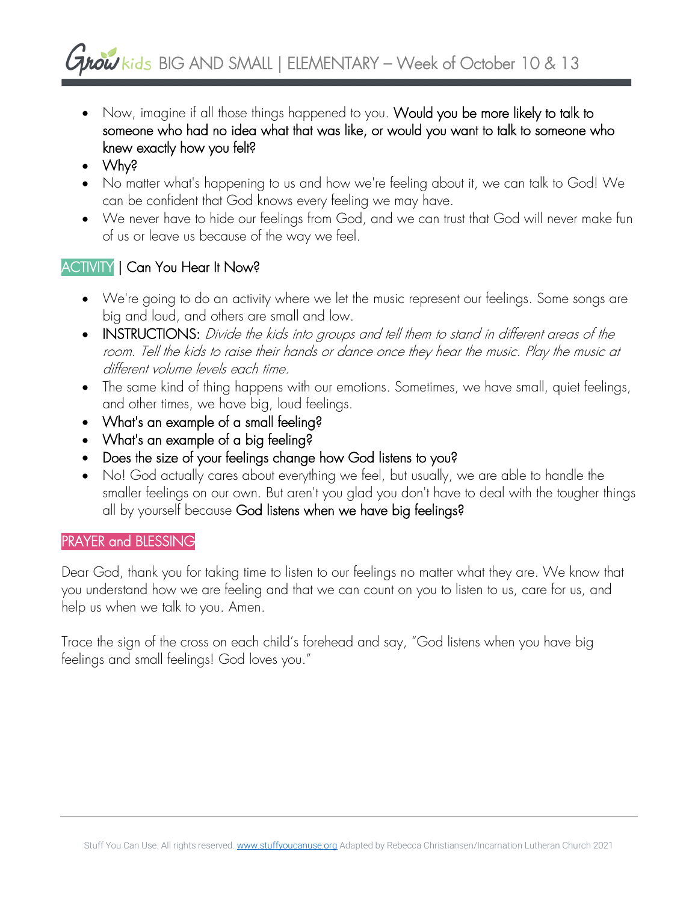- Now, imagine if all those things happened to you. **Would you be more likely to talk to someone who had no idea what that was like, or would you want to talk to someone who knew exactly how you felt?**
- **Why?**
- No matter what's happening to us and how we're feeling about it, we can talk to God! We can be confident that God knows every feeling we may have.
- We never have to hide our feelings from God, and we can trust that God will never make fun of us or leave us because of the way we feel.

## ACTIVITY | Can You Hear It Now?

- We're going to do an activity where we let the music represent our feelings. Some songs are big and loud, and others are small and low.
- INSTRUCTIONS: *Divide the kids into groups and tell them to stand in different areas of the room. Tell the kids to raise their hands or dance once they hear the music. Play the music at different volume levels each time.*
- The same kind of thing happens with our emotions. Sometimes, we have small, quiet feelings, and other times, we have big, loud feelings.
- **What's an example of a small feeling?**
- **What's an example of a big feeling?**
- **Does the size of your feelings change how God listens to you?**
- No! God actually cares about everything we feel, but usually, we are able to handle the smaller feelings on our own. But aren't you glad you don't have to deal with the tougher things all by yourself because **God listens when we have big feelings?**

## PRAYER and BLESSING

Dear God, thank you for taking time to listen to our feelings no matter what they are. We know that you understand how we are feeling and that we can count on you to listen to us, care for us, and help us when we talk to you. Amen.

Trace the sign of the cross on each child's forehead and say, "God listens when you have big feelings and small feelings! God loves you."

Stuff You Can Use. All rights reserved. www.stuffyoucanuse.org Adapted by Rebecca Christiansen/Incarnation Lutheran Church 2021